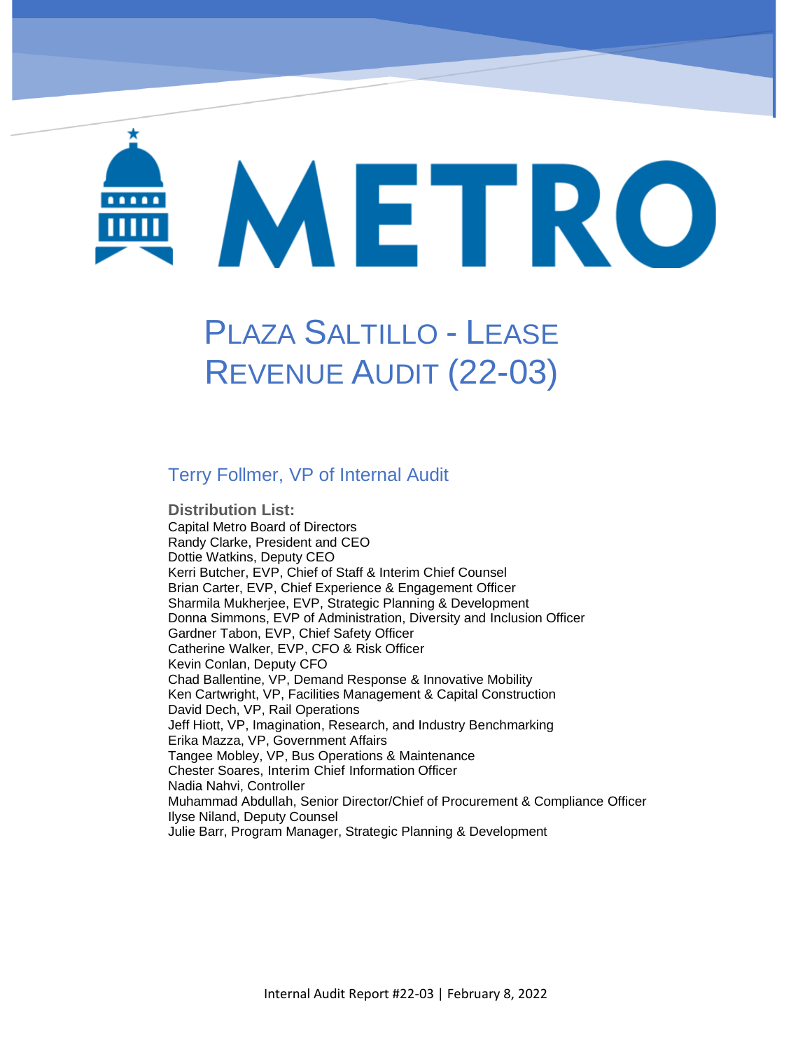# METRO

# PLAZA SALTILLO - LEASE REVENUE AUDIT (22-03)

## Terry Follmer, VP of Internal Audit

**Distribution List:**

Capital Metro Board of Directors
Randy Clarke, President and CEO
Dottie Watkins, Deputy CEO
Kerri Butcher, EVP, Chief of Staff & Interim Chief Counsel
Brian Carter, EVP, Chief Experience & Engagement Officer
Sharmila Mukherjee, EVP, Strategic Planning & Development
Donna Simmons, EVP of Administration, Diversity and Inclusion Officer
Gardner Tabon, EVP, Chief Safety Officer
Catherine Walker, EVP, CFO & Risk Officer
Kevin Conlan, Deputy CFO
Chad Ballentine, VP, Demand Response & Innovative Mobility
Ken Cartwright, VP, Facilities Management & Capital Construction
David Dech, VP, Rail Operations
Jeff Hiott, VP, Imagination, Research, and Industry Benchmarking
Erika Mazza, VP, Government Affairs
Tangee Mobley, VP, Bus Operations & Maintenance
Chester Soares, Interim Chief Information Officer
Nadia Nahvi, Controller
Muhammad Abdullah, Senior Director/Chief of Procurement & Compliance Officer
Ilyse Niland, Deputy Counsel
Julie Barr, Program Manager, Strategic Planning & Development

Internal Audit Report #22-03 | February 8, 2022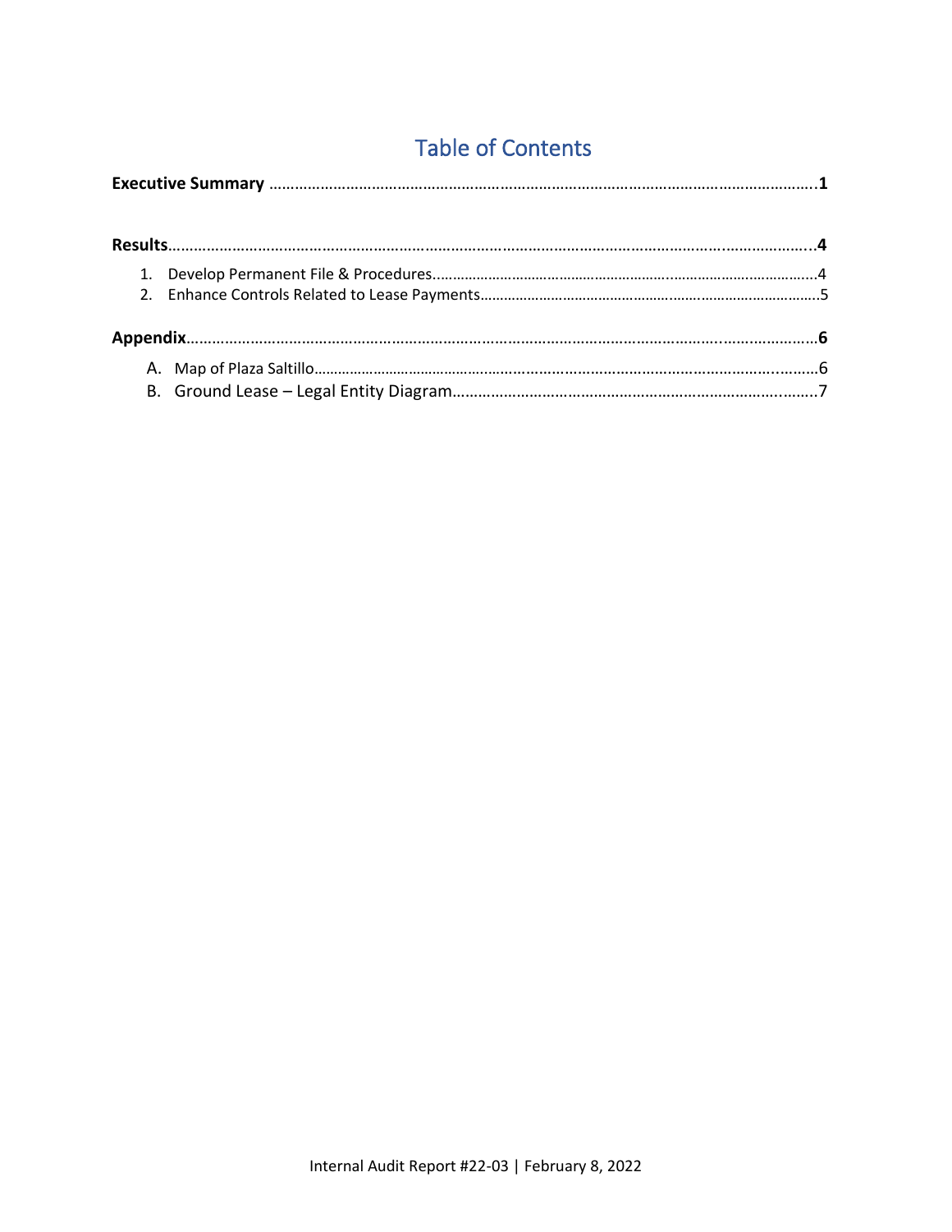## Table of Contents

**Executive Summary** .......................................................................................................................1

**Results**.......................................................................................................................................4

1. Develop Permanent File & Procedures.....................................................................................4
2. Enhance Controls Related to Lease Payments...........................................................................5

**Appendix**.....................................................................................................................................6

A. Map of Plaza Saltillo.........................................................................................................6
B. Ground Lease – Legal Entity Diagram....................................................................................7

Internal Audit Report #22-03 | February 8, 2022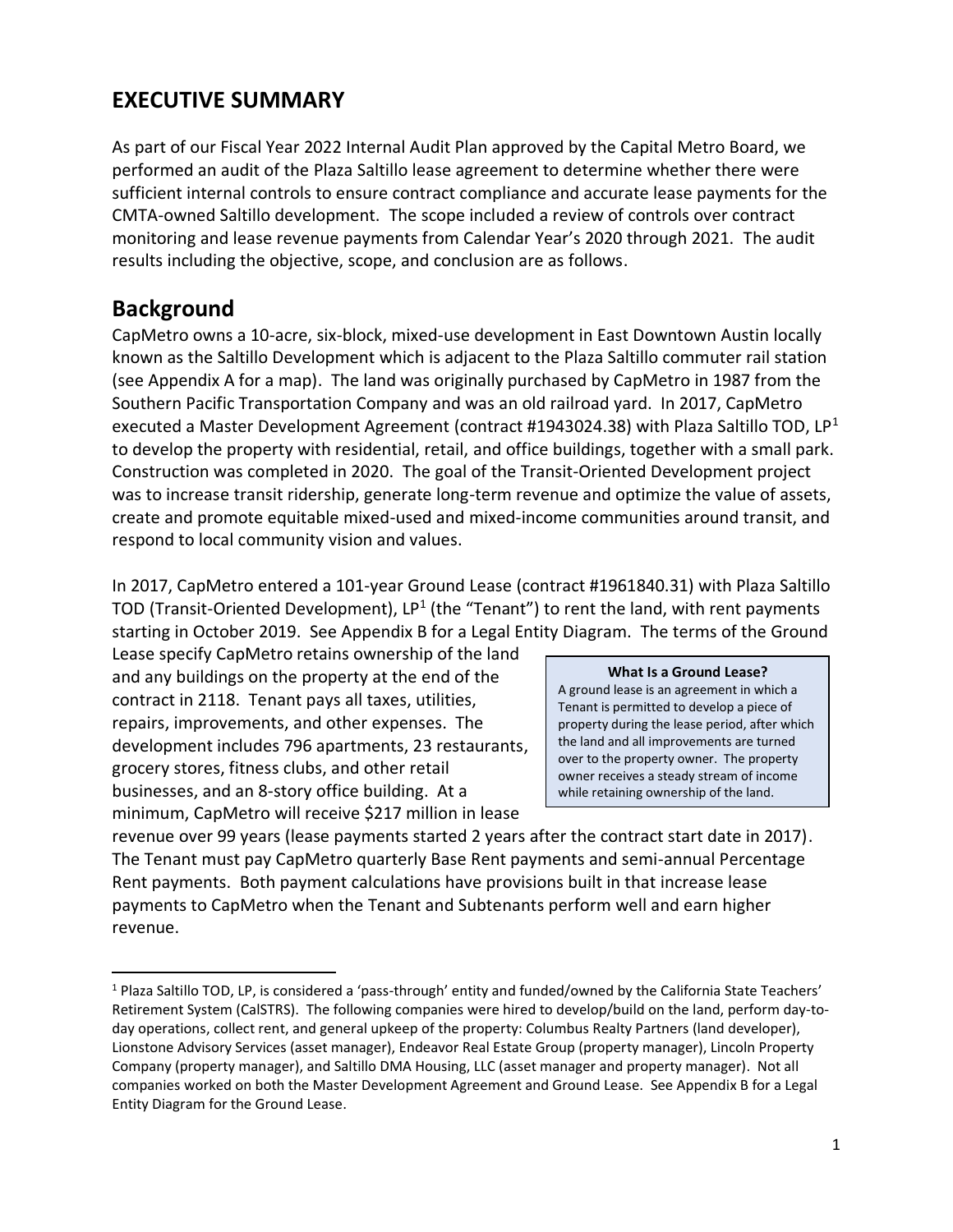## EXECUTIVE SUMMARY

As part of our Fiscal Year 2022 Internal Audit Plan approved by the Capital Metro Board, we performed an audit of the Plaza Saltillo lease agreement to determine whether there were sufficient internal controls to ensure contract compliance and accurate lease payments for the CMTA-owned Saltillo development. The scope included a review of controls over contract monitoring and lease revenue payments from Calendar Year's 2020 through 2021. The audit results including the objective, scope, and conclusion are as follows.

## Background

CapMetro owns a 10-acre, six-block, mixed-use development in East Downtown Austin locally known as the Saltillo Development which is adjacent to the Plaza Saltillo commuter rail station (see Appendix A for a map). The land was originally purchased by CapMetro in 1987 from the Southern Pacific Transportation Company and was an old railroad yard. In 2017, CapMetro executed a Master Development Agreement (contract #1943024.38) with Plaza Saltillo TOD, LP[1] to develop the property with residential, retail, and office buildings, together with a small park. Construction was completed in 2020. The goal of the Transit-Oriented Development project was to increase transit ridership, generate long-term revenue and optimize the value of assets, create and promote equitable mixed-used and mixed-income communities around transit, and respond to local community vision and values.

In 2017, CapMetro entered a 101-year Ground Lease (contract #1961840.31) with Plaza Saltillo TOD (Transit-Oriented Development), LP[1] (the "Tenant") to rent the land, with rent payments starting in October 2019. See Appendix B for a Legal Entity Diagram. The terms of the Ground Lease specify CapMetro retains ownership of the land and any buildings on the property at the end of the contract in 2118. Tenant pays all taxes, utilities, repairs, improvements, and other expenses. The development includes 796 apartments, 23 restaurants, grocery stores, fitness clubs, and other retail businesses, and an 8-story office building. At a minimum, CapMetro will receive $217 million in lease revenue over 99 years (lease payments started 2 years after the contract start date in 2017). The Tenant must pay CapMetro quarterly Base Rent payments and semi-annual Percentage Rent payments. Both payment calculations have provisions built in that increase lease payments to CapMetro when the Tenant and Subtenants perform well and earn higher revenue.

> **What Is a Ground Lease?**
> A ground lease is an agreement in which a Tenant is permitted to develop a piece of property during the lease period, after which the land and all improvements are turned over to the property owner. The property owner receives a steady stream of income while retaining ownership of the land.

---

[1] Plaza Saltillo TOD, LP, is considered a 'pass-through' entity and funded/owned by the California State Teachers' Retirement System (CalSTRS). The following companies were hired to develop/build on the land, perform day-to-day operations, collect rent, and general upkeep of the property: Columbus Realty Partners (land developer), Lionstone Advisory Services (asset manager), Endeavor Real Estate Group (property manager), Lincoln Property Company (property manager), and Saltillo DMA Housing, LLC (asset manager and property manager). Not all companies worked on both the Master Development Agreement and Ground Lease. See Appendix B for a Legal Entity Diagram for the Ground Lease.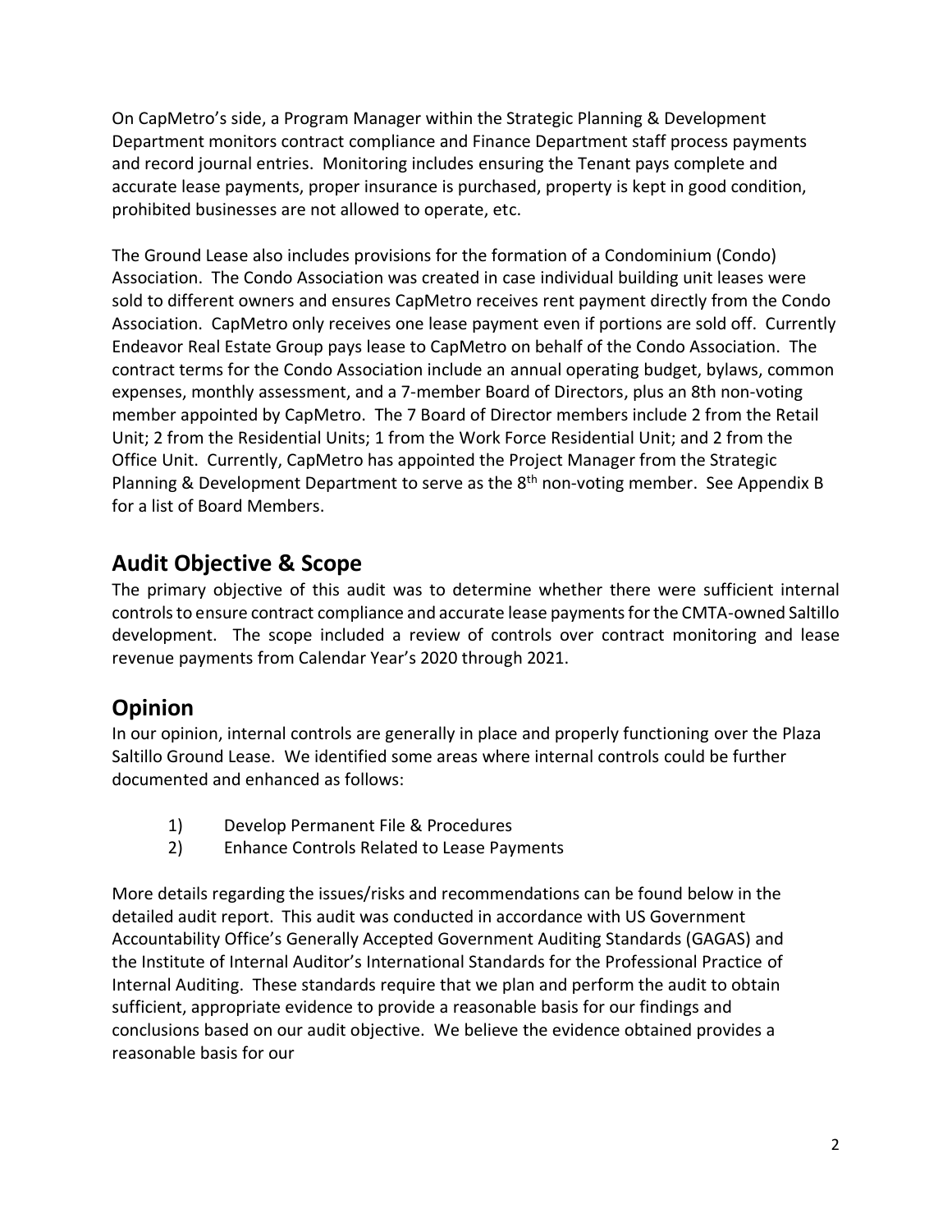On CapMetro's side, a Program Manager within the Strategic Planning & Development Department monitors contract compliance and Finance Department staff process payments and record journal entries. Monitoring includes ensuring the Tenant pays complete and accurate lease payments, proper insurance is purchased, property is kept in good condition, prohibited businesses are not allowed to operate, etc.

The Ground Lease also includes provisions for the formation of a Condominium (Condo) Association. The Condo Association was created in case individual building unit leases were sold to different owners and ensures CapMetro receives rent payment directly from the Condo Association. CapMetro only receives one lease payment even if portions are sold off. Currently Endeavor Real Estate Group pays lease to CapMetro on behalf of the Condo Association. The contract terms for the Condo Association include an annual operating budget, bylaws, common expenses, monthly assessment, and a 7-member Board of Directors, plus an 8th non-voting member appointed by CapMetro. The 7 Board of Director members include 2 from the Retail Unit; 2 from the Residential Units; 1 from the Work Force Residential Unit; and 2 from the Office Unit. Currently, CapMetro has appointed the Project Manager from the Strategic Planning & Development Department to serve as the 8th non-voting member. See Appendix B for a list of Board Members.

## Audit Objective & Scope

The primary objective of this audit was to determine whether there were sufficient internal controls to ensure contract compliance and accurate lease payments for the CMTA-owned Saltillo development. The scope included a review of controls over contract monitoring and lease revenue payments from Calendar Year's 2020 through 2021.

## Opinion

In our opinion, internal controls are generally in place and properly functioning over the Plaza Saltillo Ground Lease. We identified some areas where internal controls could be further documented and enhanced as follows:

1) Develop Permanent File & Procedures
2) Enhance Controls Related to Lease Payments

More details regarding the issues/risks and recommendations can be found below in the detailed audit report. This audit was conducted in accordance with US Government Accountability Office's Generally Accepted Government Auditing Standards (GAGAS) and the Institute of Internal Auditor's International Standards for the Professional Practice of Internal Auditing. These standards require that we plan and perform the audit to obtain sufficient, appropriate evidence to provide a reasonable basis for our findings and conclusions based on our audit objective. We believe the evidence obtained provides a reasonable basis for our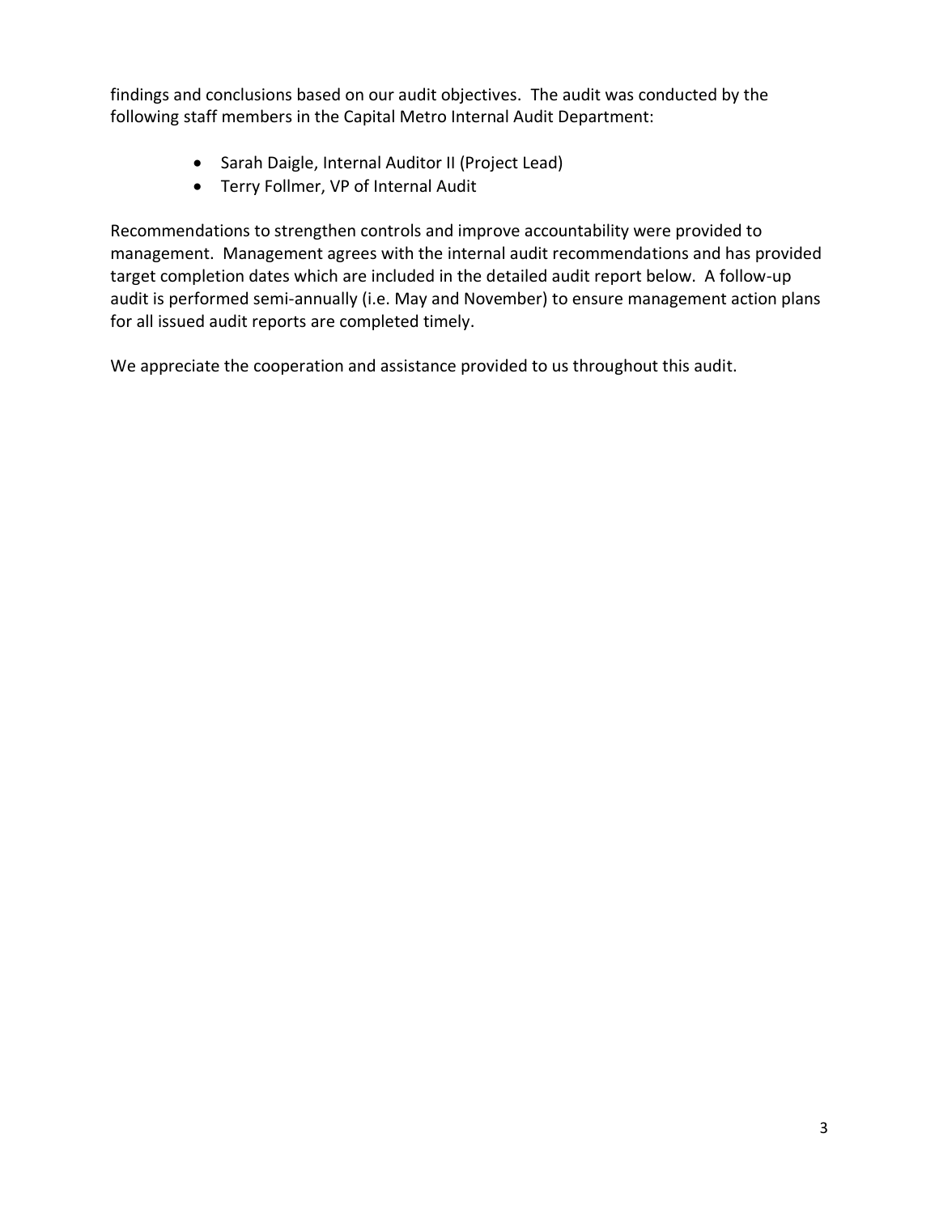findings and conclusions based on our audit objectives. The audit was conducted by the following staff members in the Capital Metro Internal Audit Department:

- Sarah Daigle, Internal Auditor II (Project Lead)
- Terry Follmer, VP of Internal Audit

Recommendations to strengthen controls and improve accountability were provided to management. Management agrees with the internal audit recommendations and has provided target completion dates which are included in the detailed audit report below. A follow-up audit is performed semi-annually (i.e. May and November) to ensure management action plans for all issued audit reports are completed timely.

We appreciate the cooperation and assistance provided to us throughout this audit.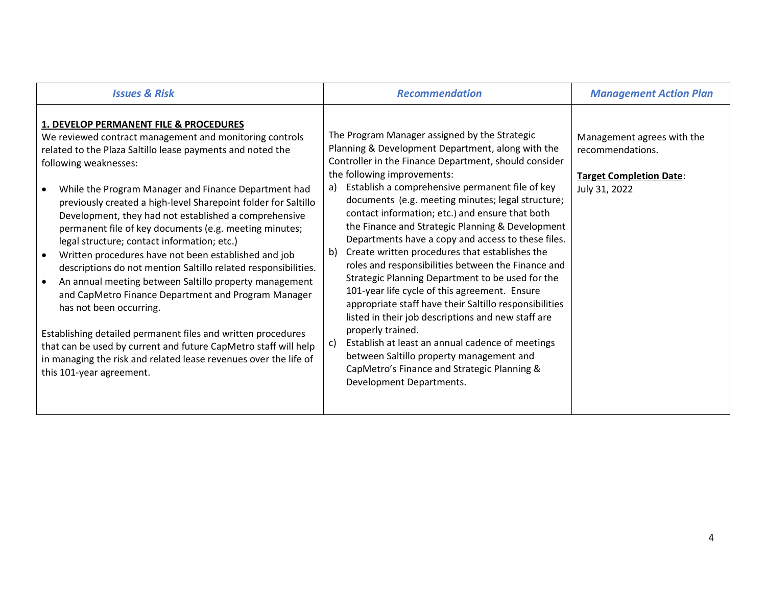| *Issues & Risk* | *Recommendation* | *Management Action Plan* |
|---|---|---|
| **1. DEVELOP PERMANENT FILE & PROCEDURES**<br>We reviewed contract management and monitoring controls related to the Plaza Saltillo lease payments and noted the following weaknesses:<br><br>• While the Program Manager and Finance Department had previously created a high-level Sharepoint folder for Saltillo Development, they had not established a comprehensive permanent file of key documents (e.g. meeting minutes; legal structure; contact information; etc.)<br>• Written procedures have not been established and job descriptions do not mention Saltillo related responsibilities.<br>• An annual meeting between Saltillo property management and CapMetro Finance Department and Program Manager has not been occurring.<br><br>Establishing detailed permanent files and written procedures that can be used by current and future CapMetro staff will help in managing the risk and related lease revenues over the life of this 101-year agreement. | The Program Manager assigned by the Strategic Planning & Development Department, along with the Controller in the Finance Department, should consider the following improvements:<br>a) Establish a comprehensive permanent file of key documents (e.g. meeting minutes; legal structure; contact information; etc.) and ensure that both the Finance and Strategic Planning & Development Departments have a copy and access to these files.<br>b) Create written procedures that establishes the roles and responsibilities between the Finance and Strategic Planning Department to be used for the 101-year life cycle of this agreement. Ensure appropriate staff have their Saltillo responsibilities listed in their job descriptions and new staff are properly trained.<br>c) Establish at least an annual cadence of meetings between Saltillo property management and CapMetro's Finance and Strategic Planning & Development Departments. | Management agrees with the recommendations.<br><br>**Target Completion Date**: July 31, 2022 |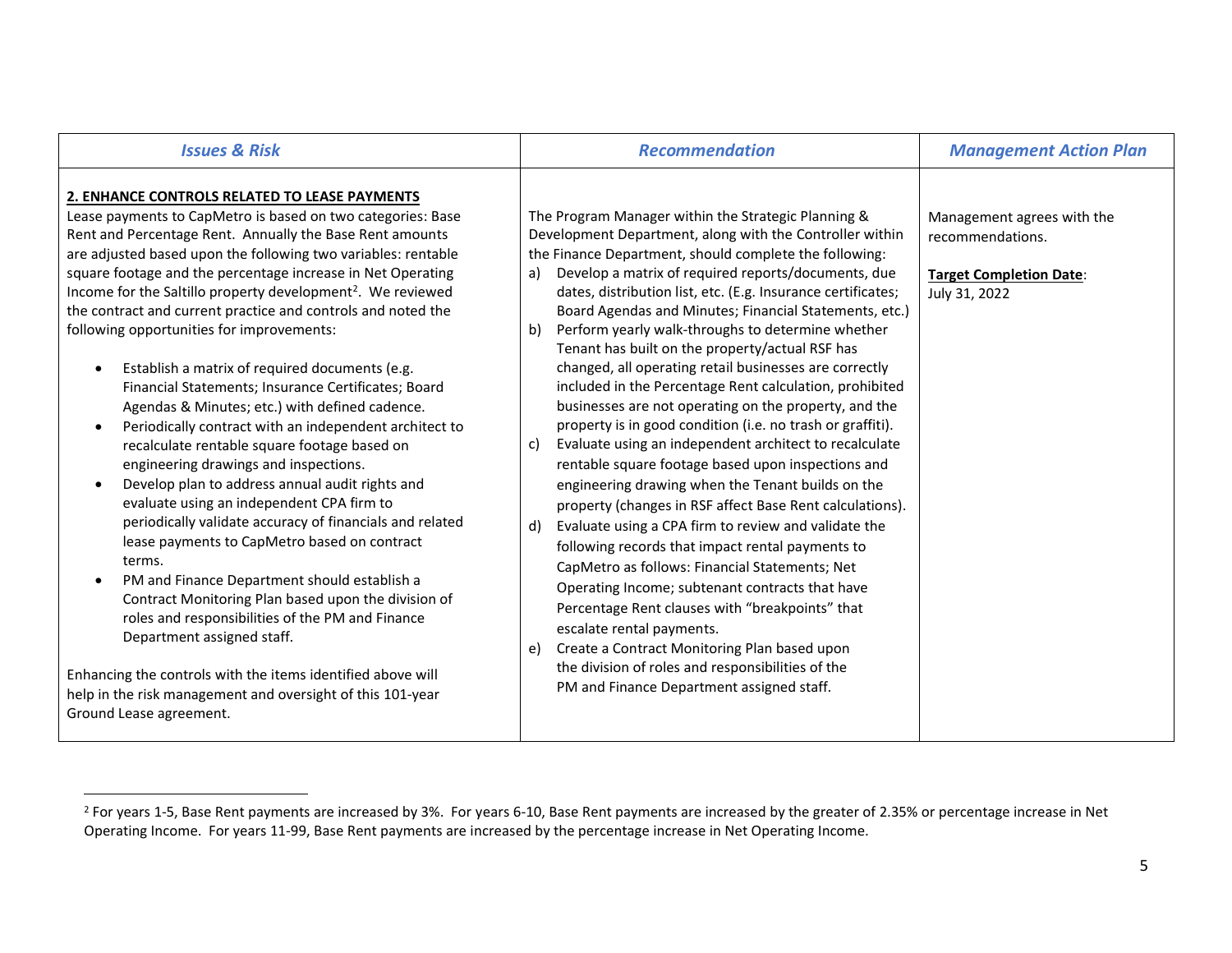| *Issues & Risk* | *Recommendation* | *Management Action Plan* |
|---|---|---|
| **2. ENHANCE CONTROLS RELATED TO LEASE PAYMENTS**<br>Lease payments to CapMetro is based on two categories: Base Rent and Percentage Rent. Annually the Base Rent amounts are adjusted based upon the following two variables: rentable square footage and the percentage increase in Net Operating Income for the Saltillo property development[2]. We reviewed the contract and current practice and controls and noted the following opportunities for improvements:<br><br>• Establish a matrix of required documents (e.g. Financial Statements; Insurance Certificates; Board Agendas & Minutes; etc.) with defined cadence.<br>• Periodically contract with an independent architect to recalculate rentable square footage based on engineering drawings and inspections.<br>• Develop plan to address annual audit rights and evaluate using an independent CPA firm to periodically validate accuracy of financials and related lease payments to CapMetro based on contract terms.<br>• PM and Finance Department should establish a Contract Monitoring Plan based upon the division of roles and responsibilities of the PM and Finance Department assigned staff.<br><br>Enhancing the controls with the items identified above will help in the risk management and oversight of this 101-year Ground Lease agreement. | The Program Manager within the Strategic Planning & Development Department, along with the Controller within the Finance Department, should complete the following:<br>a) Develop a matrix of required reports/documents, due dates, distribution list, etc. (E.g. Insurance certificates; Board Agendas and Minutes; Financial Statements, etc.)<br>b) Perform yearly walk-throughs to determine whether Tenant has built on the property/actual RSF has changed, all operating retail businesses are correctly included in the Percentage Rent calculation, prohibited businesses are not operating on the property, and the property is in good condition (i.e. no trash or graffiti).<br>c) Evaluate using an independent architect to recalculate rentable square footage based upon inspections and engineering drawing when the Tenant builds on the property (changes in RSF affect Base Rent calculations).<br>d) Evaluate using a CPA firm to review and validate the following records that impact rental payments to CapMetro as follows: Financial Statements; Net Operating Income; subtenant contracts that have Percentage Rent clauses with "breakpoints" that escalate rental payments.<br>e) Create a Contract Monitoring Plan based upon the division of roles and responsibilities of the PM and Finance Department assigned staff. | Management agrees with the recommendations.<br><br>**Target Completion Date**: July 31, 2022 |

[2] For years 1-5, Base Rent payments are increased by 3%. For years 6-10, Base Rent payments are increased by the greater of 2.35% or percentage increase in Net Operating Income. For years 11-99, Base Rent payments are increased by the percentage increase in Net Operating Income.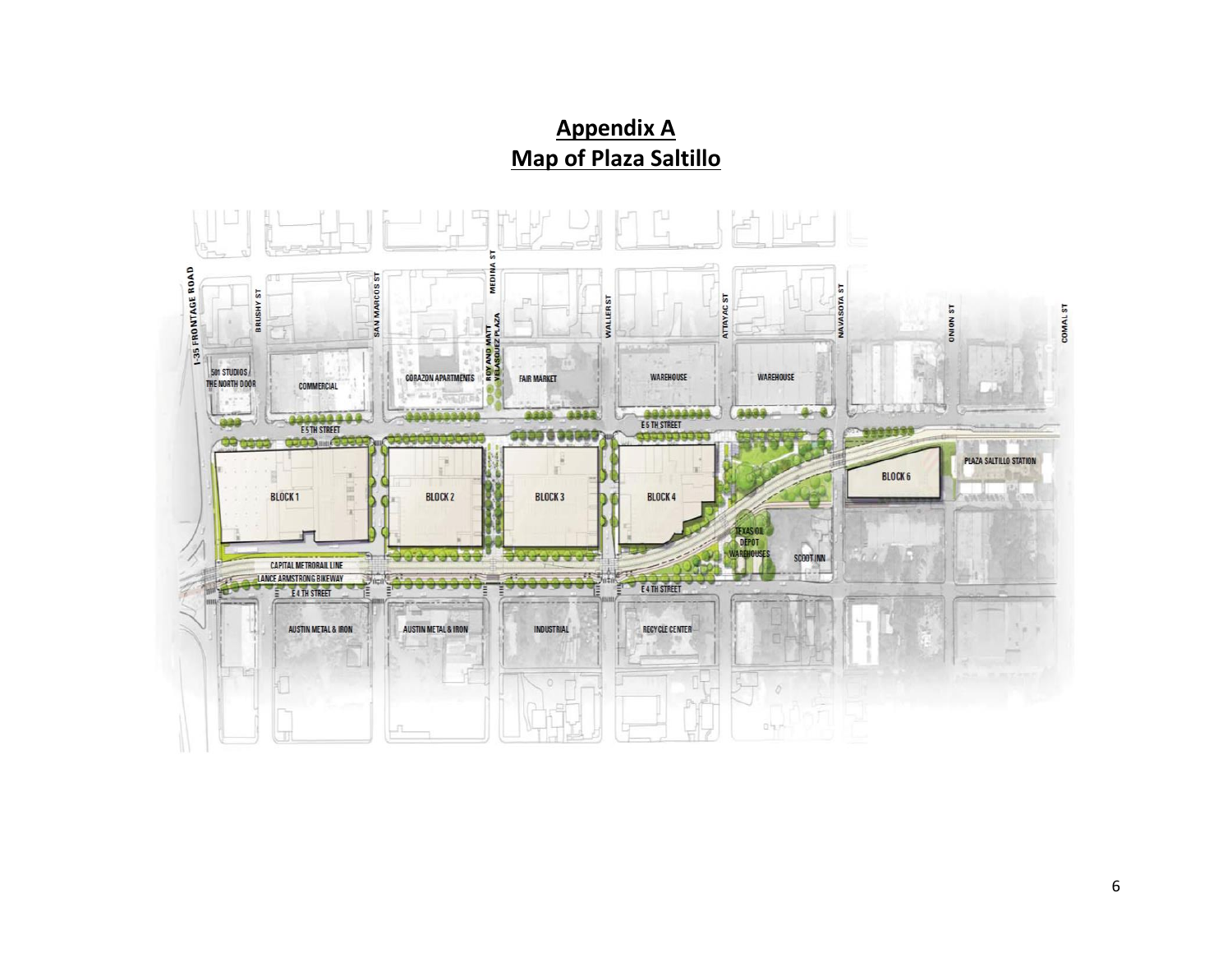# Appendix A
# Map of Plaza Saltillo

I-35 FRONTAGE ROAD

BRUSHY ST

SAN MARCOS ST

MEDINA ST

ROY AND MATT VELASQUEZ PLAZA

WALLER ST

ATTAYAC ST

NAVASOTA ST

ONION ST

COMAL ST

501 STUDIOS / THE NORTH DOOR

COMMERCIAL

CORAZON APARTMENTS

FAIR MARKET

WAREHOUSE

WAREHOUSE

E 5TH STREET

BLOCK 1

BLOCK 2

BLOCK 3

BLOCK 4

BLOCK 6

PLAZA SALTILLO STATION

TEXAS OIL DEPOT WAREHOUSES

SCOOT INN

CAPITAL METRORAIL LINE

LANCE ARMSTRONG BIKEWAY

E 4TH STREET

AUSTIN METAL & IRON

AUSTIN METAL & IRON

INDUSTRIAL

RECYCLE CENTER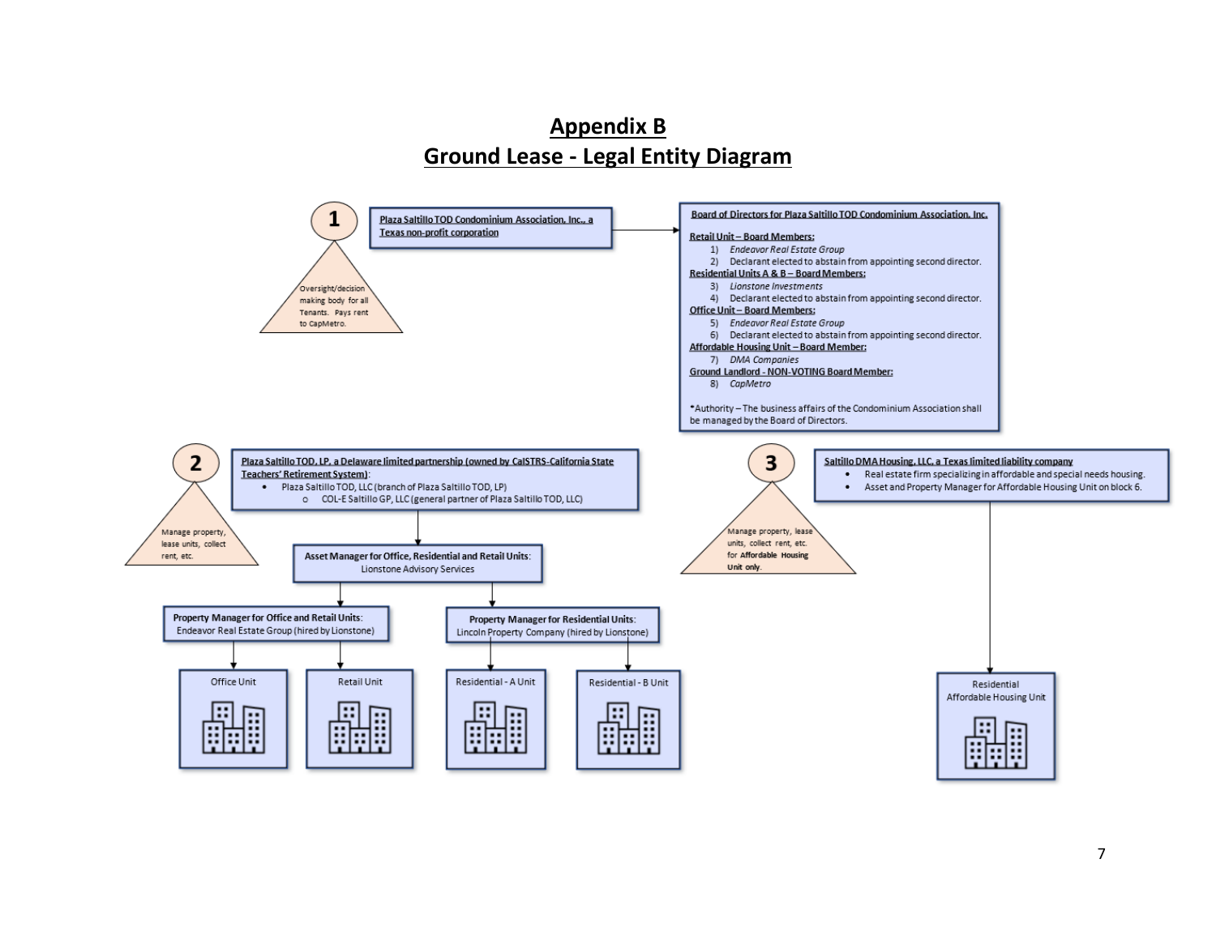# Appendix B
## Ground Lease - Legal Entity Diagram

1

**Plaza Saltillo TOD Condominium Association, Inc., a Texas non-profit corporation**

Oversight/decision making body for all Tenants. Pays rent to CapMetro.

**Board of Directors for Plaza Saltillo TOD Condominium Association, Inc.**

**Retail Unit – Board Members:**
1) *Endeavor Real Estate Group*
2) Declarant elected to abstain from appointing second director.

**Residential Units A & B – Board Members:**
3) *Lionstone Investments*
4) Declarant elected to abstain from appointing second director.

**Office Unit – Board Members:**
5) *Endeavor Real Estate Group*
6) Declarant elected to abstain from appointing second director.

**Affordable Housing Unit – Board Member:**
7) *DMA Companies*

**Ground Landlord - NON-VOTING Board Member:**
8) *CapMetro*

*Authority – The business affairs of the Condominium Association shall be managed by the Board of Directors.

2

**Plaza Saltillo TOD, LP, a Delaware limited partnership (owned by CalSTRS-California State Teachers' Retirement System):**
- Plaza Saltillo TOD, LLC (branch of Plaza Saltillo TOD, LP)
  - COL-E Saltillo GP, LLC (general partner of Plaza Saltillo TOD, LLC)

Manage property, lease units, collect rent, etc.

**Asset Manager for Office, Residential and Retail Units:** Lionstone Advisory Services

**Property Manager for Office and Retail Units:** Endeavor Real Estate Group (hired by Lionstone)

**Property Manager for Residential Units:** Lincoln Property Company (hired by Lionstone)

Office Unit

Retail Unit

Residential - A Unit

Residential - B Unit

3

**Saltillo DMA Housing, LLC, a Texas limited liability company**
- Real estate firm specializing in affordable and special needs housing.
- Asset and Property Manager for Affordable Housing Unit on block 6.

Manage property, lease units, collect rent, etc. for **Affordable Housing Unit only.**

Residential Affordable Housing Unit